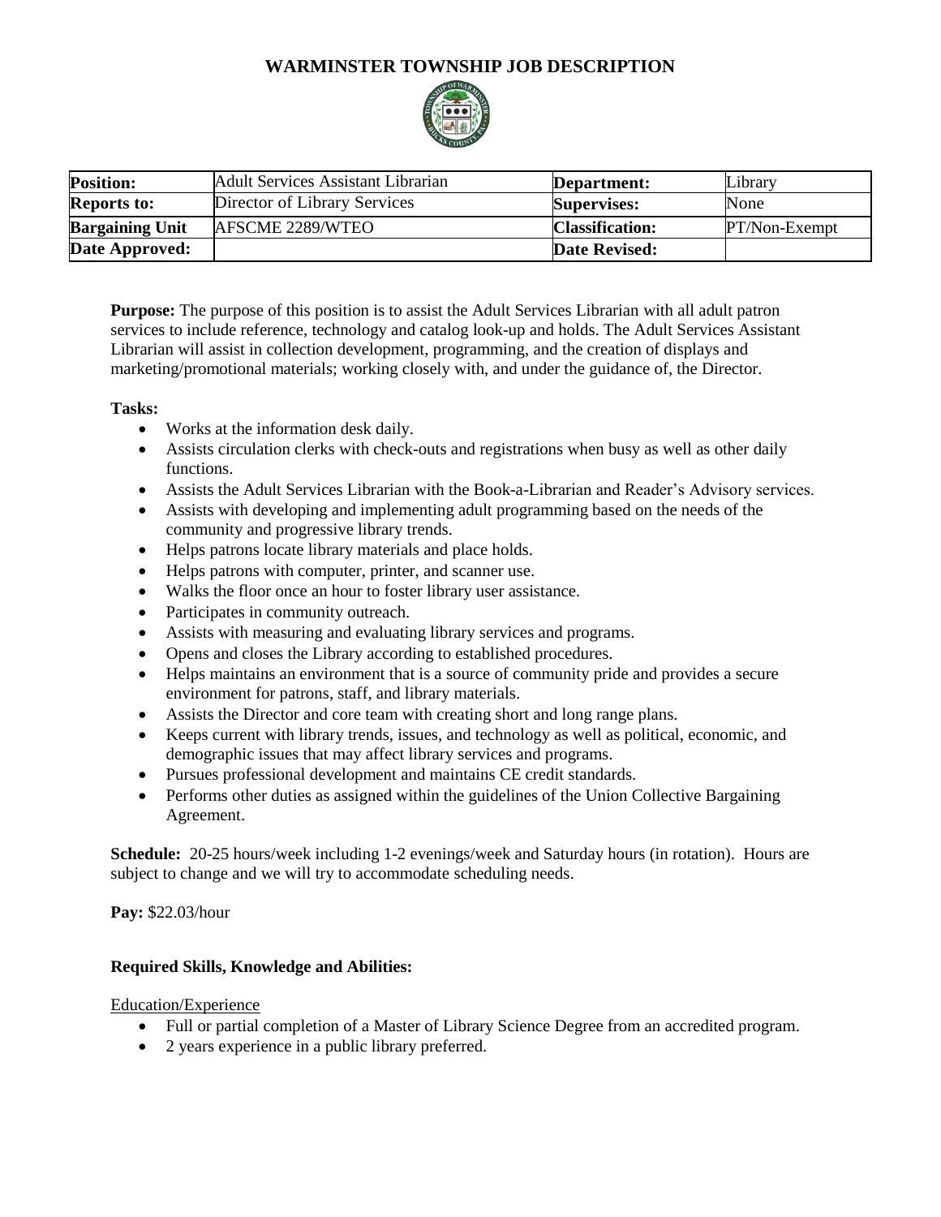# WARMINSTER TOWNSHIP JOB DESCRIPTION

| **Position:** | Adult Services Assistant Librarian | **Department:** | Library |
|---|---|---|---|
| **Reports to:** | Director of Library Services | **Supervises:** | None |
| **Bargaining Unit** | AFSCME 2289/WTEO | **Classification:** | PT/Non-Exempt |
| **Date Approved:** | | **Date Revised:** | |

**Purpose:** The purpose of this position is to assist the Adult Services Librarian with all adult patron services to include reference, technology and catalog look-up and holds. The Adult Services Assistant Librarian will assist in collection development, programming, and the creation of displays and marketing/promotional materials; working closely with, and under the guidance of, the Director.

**Tasks:**

- Works at the information desk daily.
- Assists circulation clerks with check-outs and registrations when busy as well as other daily functions.
- Assists the Adult Services Librarian with the Book-a-Librarian and Reader's Advisory services.
- Assists with developing and implementing adult programming based on the needs of the community and progressive library trends.
- Helps patrons locate library materials and place holds.
- Helps patrons with computer, printer, and scanner use.
- Walks the floor once an hour to foster library user assistance.
- Participates in community outreach.
- Assists with measuring and evaluating library services and programs.
- Opens and closes the Library according to established procedures.
- Helps maintains an environment that is a source of community pride and provides a secure environment for patrons, staff, and library materials.
- Assists the Director and core team with creating short and long range plans.
- Keeps current with library trends, issues, and technology as well as political, economic, and demographic issues that may affect library services and programs.
- Pursues professional development and maintains CE credit standards.
- Performs other duties as assigned within the guidelines of the Union Collective Bargaining Agreement.

**Schedule:** 20-25 hours/week including 1-2 evenings/week and Saturday hours (in rotation). Hours are subject to change and we will try to accommodate scheduling needs.

**Pay:** $22.03/hour

**Required Skills, Knowledge and Abilities:**

Education/Experience

- Full or partial completion of a Master of Library Science Degree from an accredited program.
- 2 years experience in a public library preferred.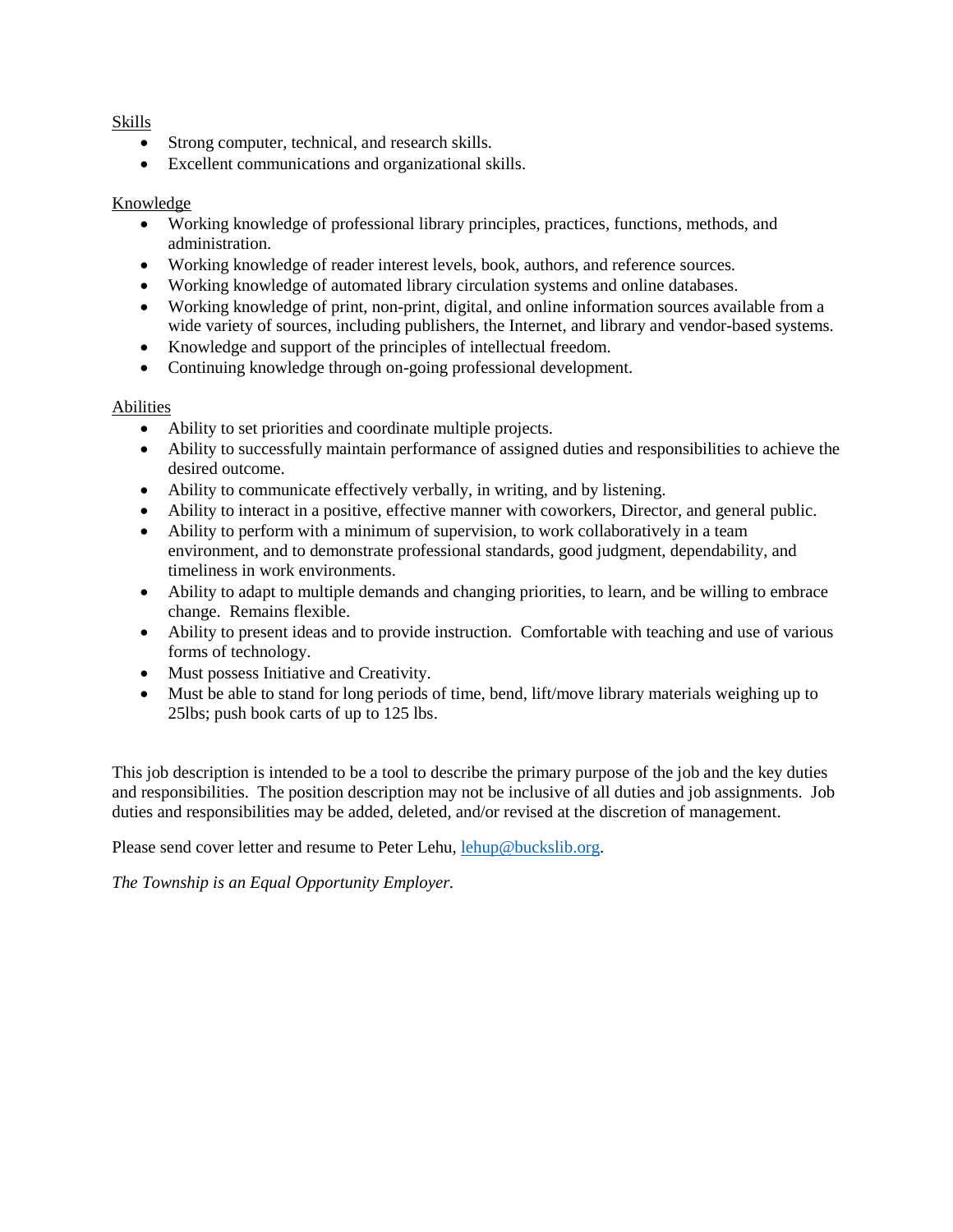Skills

- Strong computer, technical, and research skills.
- Excellent communications and organizational skills.

Knowledge

- Working knowledge of professional library principles, practices, functions, methods, and administration.
- Working knowledge of reader interest levels, book, authors, and reference sources.
- Working knowledge of automated library circulation systems and online databases.
- Working knowledge of print, non-print, digital, and online information sources available from a wide variety of sources, including publishers, the Internet, and library and vendor-based systems.
- Knowledge and support of the principles of intellectual freedom.
- Continuing knowledge through on-going professional development.

Abilities

- Ability to set priorities and coordinate multiple projects.
- Ability to successfully maintain performance of assigned duties and responsibilities to achieve the desired outcome.
- Ability to communicate effectively verbally, in writing, and by listening.
- Ability to interact in a positive, effective manner with coworkers, Director, and general public.
- Ability to perform with a minimum of supervision, to work collaboratively in a team environment, and to demonstrate professional standards, good judgment, dependability, and timeliness in work environments.
- Ability to adapt to multiple demands and changing priorities, to learn, and be willing to embrace change. Remains flexible.
- Ability to present ideas and to provide instruction. Comfortable with teaching and use of various forms of technology.
- Must possess Initiative and Creativity.
- Must be able to stand for long periods of time, bend, lift/move library materials weighing up to 25lbs; push book carts of up to 125 lbs.

This job description is intended to be a tool to describe the primary purpose of the job and the key duties and responsibilities. The position description may not be inclusive of all duties and job assignments. Job duties and responsibilities may be added, deleted, and/or revised at the discretion of management.

Please send cover letter and resume to Peter Lehu, lehup@buckslib.org.

*The Township is an Equal Opportunity Employer.*